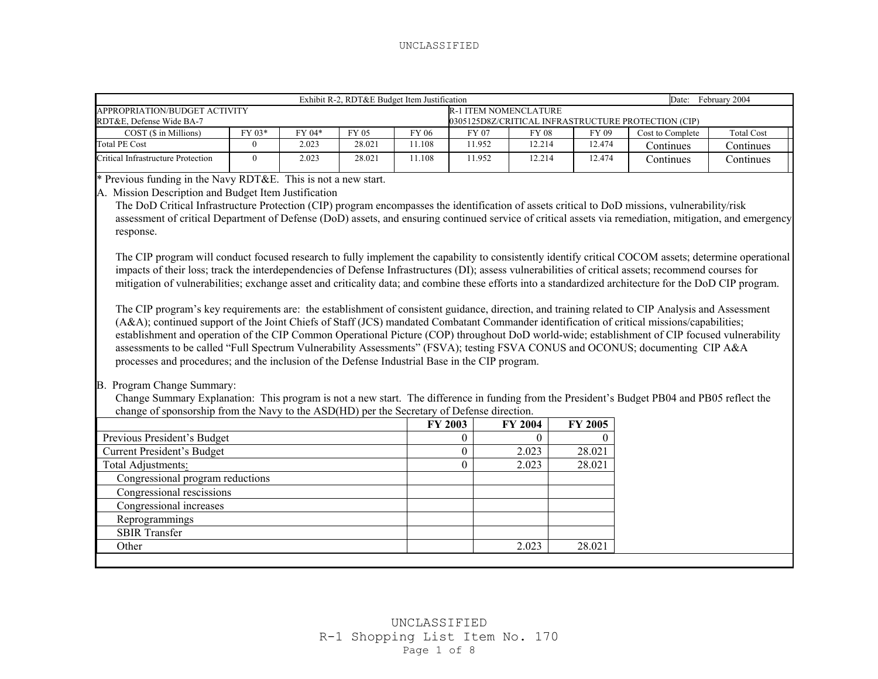| Exhibit R-2, RDT&E Budget Item Justification | | | | | | | | | Date: February 2004 | |
|---|---|---|---|---|---|---|---|---|---|---|
| APPROPRIATION/BUDGET ACTIVITY<br>RDT&E, Defense Wide BA-7 | | | | | R-1 ITEM NOMENCLATURE<br>0305125D8Z/CRITICAL INFRASTRUCTURE PROTECTION (CIP) | | | | | |
| COST ($ in Millions) | FY 03* | FY 04* | FY 05 | FY 06 | FY 07 | FY 08 | FY 09 | Cost to Complete | Total Cost |
| Total PE Cost | 0 | 2.023 | 28.021 | 11.108 | 11.952 | 12.214 | 12.474 | Continues | Continues |
| Critical Infrastructure Protection | 0 | 2.023 | 28.021 | 11.108 | 11.952 | 12.214 | 12.474 | Continues | Continues |

* Previous funding in the Navy RDT&E. This is not a new start.

A. Mission Description and Budget Item Justification

The DoD Critical Infrastructure Protection (CIP) program encompasses the identification of assets critical to DoD missions, vulnerability/risk assessment of critical Department of Defense (DoD) assets, and ensuring continued service of critical assets via remediation, mitigation, and emergency response.

The CIP program will conduct focused research to fully implement the capability to consistently identify critical COCOM assets; determine operational impacts of their loss; track the interdependencies of Defense Infrastructures (DI); assess vulnerabilities of critical assets; recommend courses for mitigation of vulnerabilities; exchange asset and criticality data; and combine these efforts into a standardized architecture for the DoD CIP program.

The CIP program's key requirements are: the establishment of consistent guidance, direction, and training related to CIP Analysis and Assessment (A&A); continued support of the Joint Chiefs of Staff (JCS) mandated Combatant Commander identification of critical missions/capabilities; establishment and operation of the CIP Common Operational Picture (COP) throughout DoD world-wide; establishment of CIP focused vulnerability assessments to be called "Full Spectrum Vulnerability Assessments" (FSVA); testing FSVA CONUS and OCONUS; documenting CIP A&A processes and procedures; and the inclusion of the Defense Industrial Base in the CIP program.

B. Program Change Summary:

Change Summary Explanation: This program is not a new start. The difference in funding from the President's Budget PB04 and PB05 reflect the change of sponsorship from the Navy to the ASD(HD) per the Secretary of Defense direction.

| | FY 2003 | FY 2004 | FY 2005 |
|---|---|---|---|
| Previous President's Budget | 0 | 0 | 0 |
| Current President's Budget | 0 | 2.023 | 28.021 |
| Total Adjustments: | 0 | 2.023 | 28.021 |
| Congressional program reductions | | | |
| Congressional rescissions | | | |
| Congressional increases | | | |
| Reprogrammings | | | |
| SBIR Transfer | | | |
| Other | | 2.023 | 28.021 |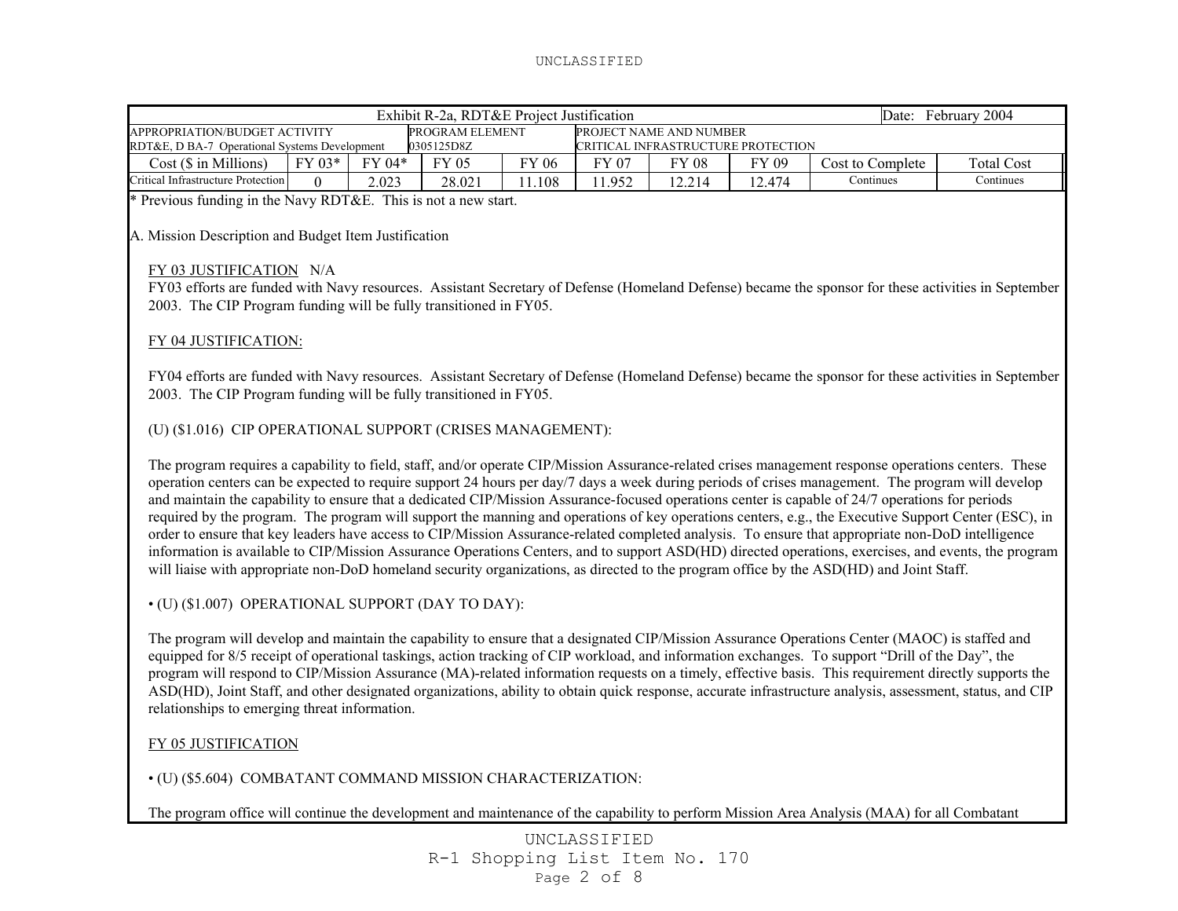| Exhibit R-2a, RDT&E Project Justification | | | | | | | | | Date: February 2004 |
|---|---|---|---|---|---|---|---|---|---|
| APPROPRIATION/BUDGET ACTIVITY<br>RDT&E, D BA-7 Operational Systems Development | | | PROGRAM ELEMENT<br>0305125D8Z | | PROJECT NAME AND NUMBER<br>CRITICAL INFRASTRUCTURE PROTECTION | | | | |
| Cost ($ in Millions) | FY 03* | FY 04* | FY 05 | FY 06 | FY 07 | FY 08 | FY 09 | Cost to Complete | Total Cost |
| Critical Infrastructure Protection | 0 | 2.023 | 28.021 | 11.108 | 11.952 | 12.214 | 12.474 | Continues | Continues |

* Previous funding in the Navy RDT&E. This is not a new start.

A. Mission Description and Budget Item Justification

FY 03 JUSTIFICATION N/A

FY03 efforts are funded with Navy resources. Assistant Secretary of Defense (Homeland Defense) became the sponsor for these activities in September 2003. The CIP Program funding will be fully transitioned in FY05.

FY 04 JUSTIFICATION:

FY04 efforts are funded with Navy resources. Assistant Secretary of Defense (Homeland Defense) became the sponsor for these activities in September 2003. The CIP Program funding will be fully transitioned in FY05.

(U) ($1.016) CIP OPERATIONAL SUPPORT (CRISES MANAGEMENT):

The program requires a capability to field, staff, and/or operate CIP/Mission Assurance-related crises management response operations centers. These operation centers can be expected to require support 24 hours per day/7 days a week during periods of crises management. The program will develop and maintain the capability to ensure that a dedicated CIP/Mission Assurance-focused operations center is capable of 24/7 operations for periods required by the program. The program will support the manning and operations of key operations centers, e.g., the Executive Support Center (ESC), in order to ensure that key leaders have access to CIP/Mission Assurance-related completed analysis. To ensure that appropriate non-DoD intelligence information is available to CIP/Mission Assurance Operations Centers, and to support ASD(HD) directed operations, exercises, and events, the program will liaise with appropriate non-DoD homeland security organizations, as directed to the program office by the ASD(HD) and Joint Staff.

- (U) ($1.007) OPERATIONAL SUPPORT (DAY TO DAY):

The program will develop and maintain the capability to ensure that a designated CIP/Mission Assurance Operations Center (MAOC) is staffed and equipped for 8/5 receipt of operational taskings, action tracking of CIP workload, and information exchanges. To support "Drill of the Day", the program will respond to CIP/Mission Assurance (MA)-related information requests on a timely, effective basis. This requirement directly supports the ASD(HD), Joint Staff, and other designated organizations, ability to obtain quick response, accurate infrastructure analysis, assessment, status, and CIP relationships to emerging threat information.

FY 05 JUSTIFICATION

- (U) ($5.604) COMBATANT COMMAND MISSION CHARACTERIZATION:

The program office will continue the development and maintenance of the capability to perform Mission Area Analysis (MAA) for all Combatant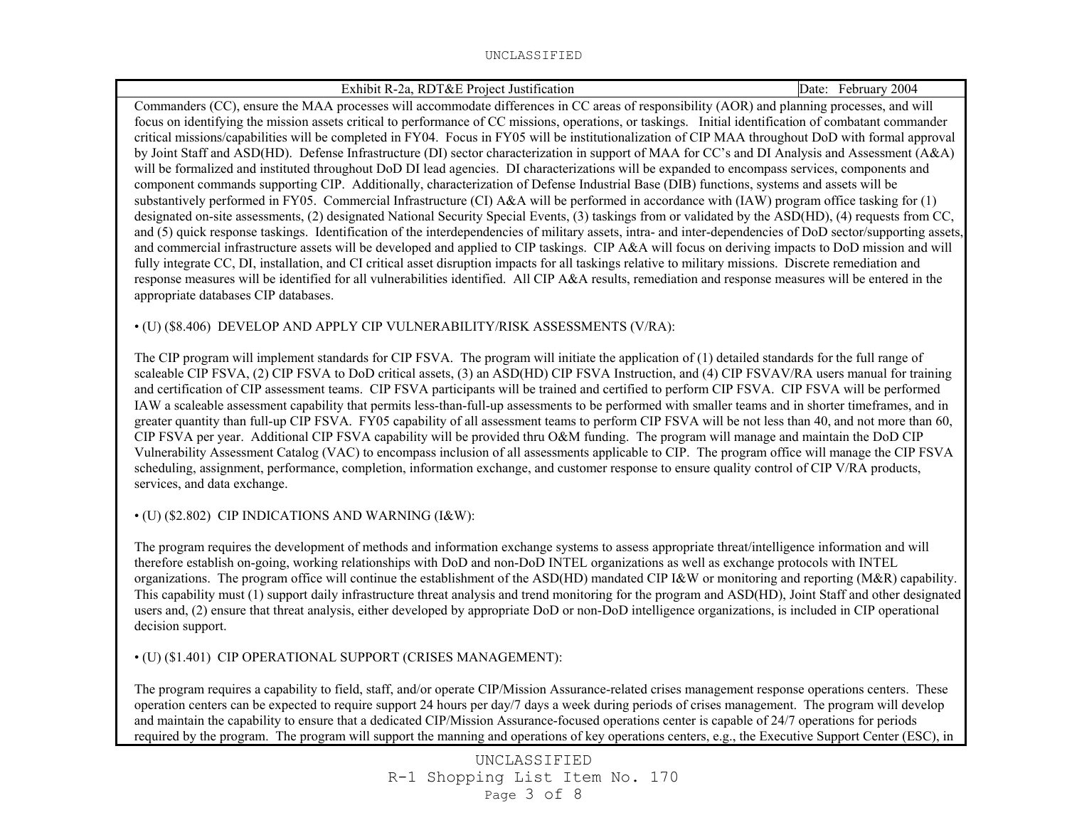Exhibit R-2a, RDT&E Project Justification | Date: February 2004

Commanders (CC), ensure the MAA processes will accommodate differences in CC areas of responsibility (AOR) and planning processes, and will focus on identifying the mission assets critical to performance of CC missions, operations, or taskings. Initial identification of combatant commander critical missions/capabilities will be completed in FY04. Focus in FY05 will be institutionalization of CIP MAA throughout DoD with formal approval by Joint Staff and ASD(HD). Defense Infrastructure (DI) sector characterization in support of MAA for CC's and DI Analysis and Assessment (A&A) will be formalized and instituted throughout DoD DI lead agencies. DI characterizations will be expanded to encompass services, components and component commands supporting CIP. Additionally, characterization of Defense Industrial Base (DIB) functions, systems and assets will be substantively performed in FY05. Commercial Infrastructure (CI) A&A will be performed in accordance with (IAW) program office tasking for (1) designated on-site assessments, (2) designated National Security Special Events, (3) taskings from or validated by the ASD(HD), (4) requests from CC, and (5) quick response taskings. Identification of the interdependencies of military assets, intra- and inter-dependencies of DoD sector/supporting assets, and commercial infrastructure assets will be developed and applied to CIP taskings. CIP A&A will focus on deriving impacts to DoD mission and will fully integrate CC, DI, installation, and CI critical asset disruption impacts for all taskings relative to military missions. Discrete remediation and response measures will be identified for all vulnerabilities identified. All CIP A&A results, remediation and response measures will be entered in the appropriate databases CIP databases.

• (U) ($8.406) DEVELOP AND APPLY CIP VULNERABILITY/RISK ASSESSMENTS (V/RA):

The CIP program will implement standards for CIP FSVA. The program will initiate the application of (1) detailed standards for the full range of scaleable CIP FSVA, (2) CIP FSVA to DoD critical assets, (3) an ASD(HD) CIP FSVA Instruction, and (4) CIP FSVAV/RA users manual for training and certification of CIP assessment teams. CIP FSVA participants will be trained and certified to perform CIP FSVA. CIP FSVA will be performed IAW a scaleable assessment capability that permits less-than-full-up assessments to be performed with smaller teams and in shorter timeframes, and in greater quantity than full-up CIP FSVA. FY05 capability of all assessment teams to perform CIP FSVA will be not less than 40, and not more than 60, CIP FSVA per year. Additional CIP FSVA capability will be provided thru O&M funding. The program will manage and maintain the DoD CIP Vulnerability Assessment Catalog (VAC) to encompass inclusion of all assessments applicable to CIP. The program office will manage the CIP FSVA scheduling, assignment, performance, completion, information exchange, and customer response to ensure quality control of CIP V/RA products, services, and data exchange.

• (U) ($2.802) CIP INDICATIONS AND WARNING (I&W):

The program requires the development of methods and information exchange systems to assess appropriate threat/intelligence information and will therefore establish on-going, working relationships with DoD and non-DoD INTEL organizations as well as exchange protocols with INTEL organizations. The program office will continue the establishment of the ASD(HD) mandated CIP I&W or monitoring and reporting (M&R) capability. This capability must (1) support daily infrastructure threat analysis and trend monitoring for the program and ASD(HD), Joint Staff and other designated users and, (2) ensure that threat analysis, either developed by appropriate DoD or non-DoD intelligence organizations, is included in CIP operational decision support.

• (U) ($1.401) CIP OPERATIONAL SUPPORT (CRISES MANAGEMENT):

The program requires a capability to field, staff, and/or operate CIP/Mission Assurance-related crises management response operations centers. These operation centers can be expected to require support 24 hours per day/7 days a week during periods of crises management. The program will develop and maintain the capability to ensure that a dedicated CIP/Mission Assurance-focused operations center is capable of 24/7 operations for periods required by the program. The program will support the manning and operations of key operations centers, e.g., the Executive Support Center (ESC), in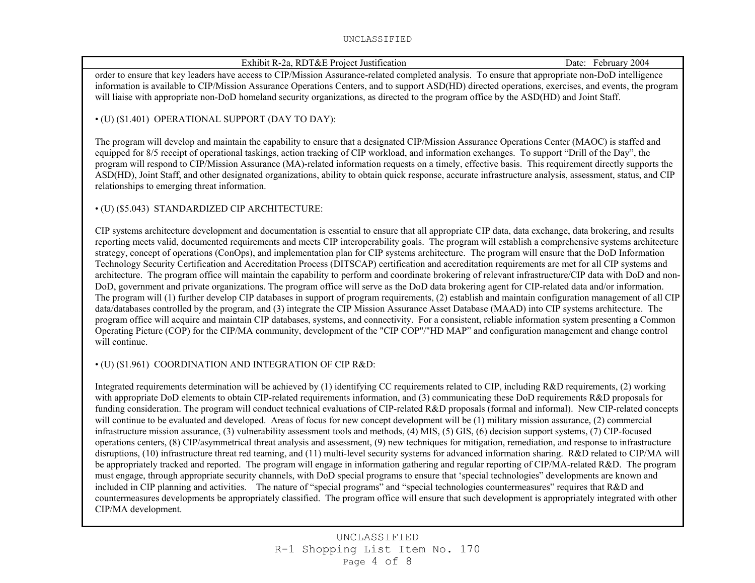Exhibit R-2a, RDT&E Project Justification | Date: February 2004

order to ensure that key leaders have access to CIP/Mission Assurance-related completed analysis. To ensure that appropriate non-DoD intelligence information is available to CIP/Mission Assurance Operations Centers, and to support ASD(HD) directed operations, exercises, and events, the program will liaise with appropriate non-DoD homeland security organizations, as directed to the program office by the ASD(HD) and Joint Staff.

• (U) ($1.401) OPERATIONAL SUPPORT (DAY TO DAY):

The program will develop and maintain the capability to ensure that a designated CIP/Mission Assurance Operations Center (MAOC) is staffed and equipped for 8/5 receipt of operational taskings, action tracking of CIP workload, and information exchanges. To support "Drill of the Day", the program will respond to CIP/Mission Assurance (MA)-related information requests on a timely, effective basis. This requirement directly supports the ASD(HD), Joint Staff, and other designated organizations, ability to obtain quick response, accurate infrastructure analysis, assessment, status, and CIP relationships to emerging threat information.

• (U) ($5.043) STANDARDIZED CIP ARCHITECTURE:

CIP systems architecture development and documentation is essential to ensure that all appropriate CIP data, data exchange, data brokering, and results reporting meets valid, documented requirements and meets CIP interoperability goals. The program will establish a comprehensive systems architecture strategy, concept of operations (ConOps), and implementation plan for CIP systems architecture. The program will ensure that the DoD Information Technology Security Certification and Accreditation Process (DITSCAP) certification and accreditation requirements are met for all CIP systems and architecture. The program office will maintain the capability to perform and coordinate brokering of relevant infrastructure/CIP data with DoD and non-DoD, government and private organizations. The program office will serve as the DoD data brokering agent for CIP-related data and/or information. The program will (1) further develop CIP databases in support of program requirements, (2) establish and maintain configuration management of all CIP data/databases controlled by the program, and (3) integrate the CIP Mission Assurance Asset Database (MAAD) into CIP systems architecture. The program office will acquire and maintain CIP databases, systems, and connectivity. For a consistent, reliable information system presenting a Common Operating Picture (COP) for the CIP/MA community, development of the "CIP COP"/"HD MAP" and configuration management and change control will continue.

• (U) ($1.961) COORDINATION AND INTEGRATION OF CIP R&D:

Integrated requirements determination will be achieved by (1) identifying CC requirements related to CIP, including R&D requirements, (2) working with appropriate DoD elements to obtain CIP-related requirements information, and (3) communicating these DoD requirements R&D proposals for funding consideration. The program will conduct technical evaluations of CIP-related R&D proposals (formal and informal). New CIP-related concepts will continue to be evaluated and developed. Areas of focus for new concept development will be (1) military mission assurance, (2) commercial infrastructure mission assurance, (3) vulnerability assessment tools and methods, (4) MIS, (5) GIS, (6) decision support systems, (7) CIP-focused operations centers, (8) CIP/asymmetrical threat analysis and assessment, (9) new techniques for mitigation, remediation, and response to infrastructure disruptions, (10) infrastructure threat red teaming, and (11) multi-level security systems for advanced information sharing. R&D related to CIP/MA will be appropriately tracked and reported. The program will engage in information gathering and regular reporting of CIP/MA-related R&D. The program must engage, through appropriate security channels, with DoD special programs to ensure that 'special technologies" developments are known and included in CIP planning and activities. The nature of "special programs" and "special technologies countermeasures" requires that R&D and countermeasures developments be appropriately classified. The program office will ensure that such development is appropriately integrated with other CIP/MA development.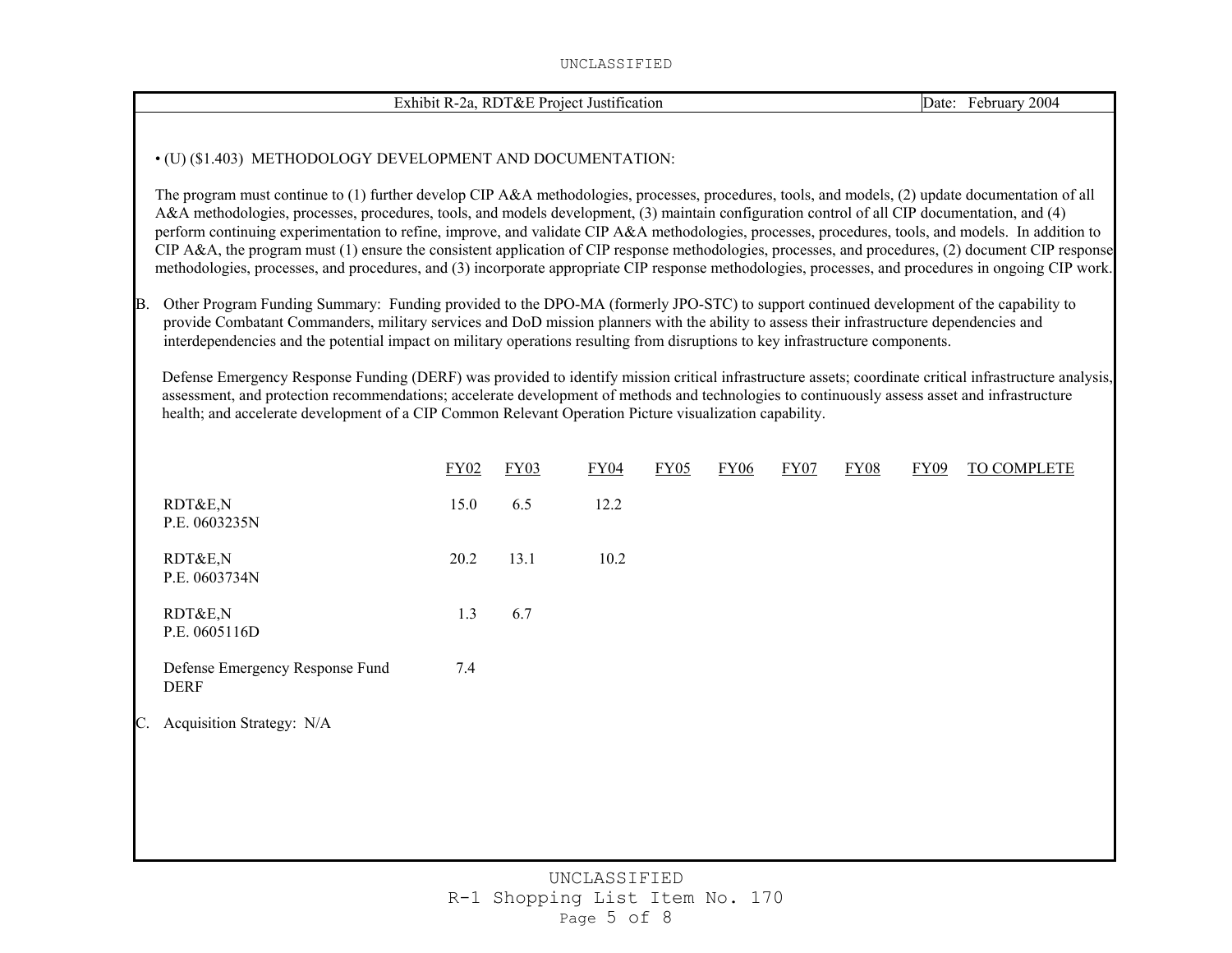Exhibit R-2a, RDT&E Project Justification | Date: February 2004

• (U) ($1.403) METHODOLOGY DEVELOPMENT AND DOCUMENTATION:

The program must continue to (1) further develop CIP A&A methodologies, processes, procedures, tools, and models, (2) update documentation of all A&A methodologies, processes, procedures, tools, and models development, (3) maintain configuration control of all CIP documentation, and (4) perform continuing experimentation to refine, improve, and validate CIP A&A methodologies, processes, procedures, tools, and models. In addition to CIP A&A, the program must (1) ensure the consistent application of CIP response methodologies, processes, and procedures, (2) document CIP response methodologies, processes, and procedures, and (3) incorporate appropriate CIP response methodologies, processes, and procedures in ongoing CIP work.

B. Other Program Funding Summary: Funding provided to the DPO-MA (formerly JPO-STC) to support continued development of the capability to provide Combatant Commanders, military services and DoD mission planners with the ability to assess their infrastructure dependencies and interdependencies and the potential impact on military operations resulting from disruptions to key infrastructure components.

Defense Emergency Response Funding (DERF) was provided to identify mission critical infrastructure assets; coordinate critical infrastructure analysis, assessment, and protection recommendations; accelerate development of methods and technologies to continuously assess asset and infrastructure health; and accelerate development of a CIP Common Relevant Operation Picture visualization capability.

| | FY02 | FY03 | FY04 | FY05 | FY06 | FY07 | FY08 | FY09 | TO COMPLETE |
|---|---|---|---|---|---|---|---|---|---|
| RDT&E,N P.E. 0603235N | 15.0 | 6.5 | 12.2 | | | | | | |
| RDT&E,N P.E. 0603734N | 20.2 | 13.1 | 10.2 | | | | | | |
| RDT&E,N P.E. 0605116D | 1.3 | 6.7 | | | | | | | |
| Defense Emergency Response Fund DERF | 7.4 | | | | | | | | |

C. Acquisition Strategy: N/A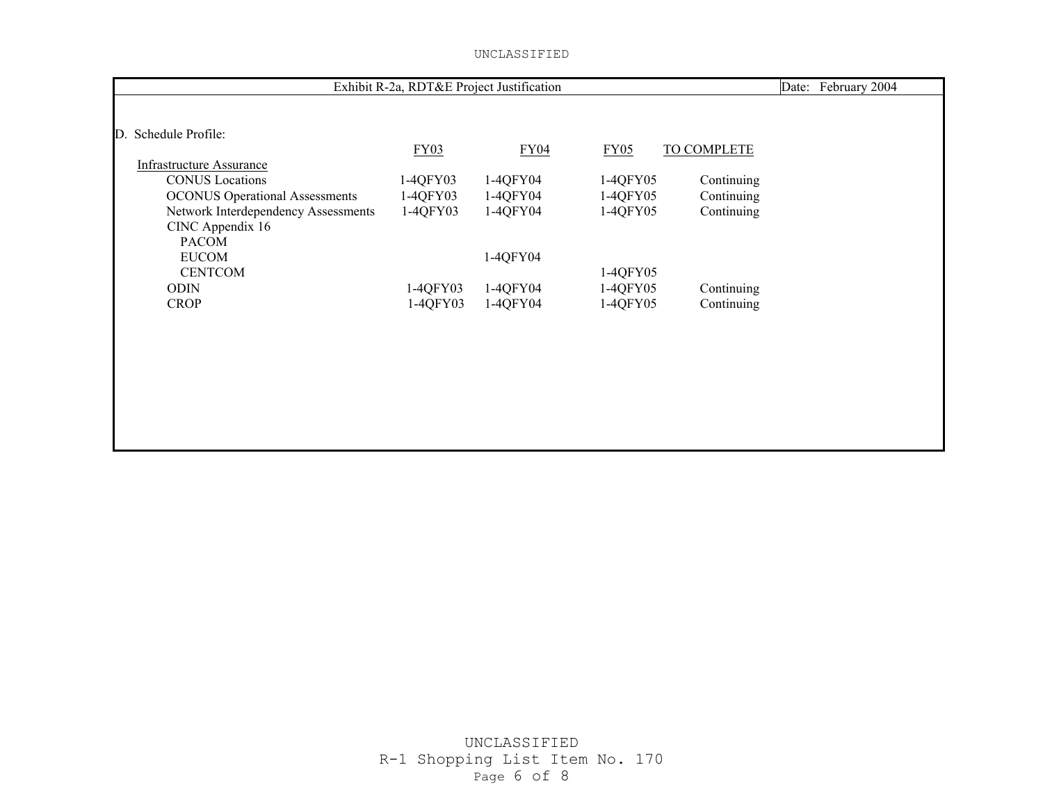Exhibit R-2a, RDT&E Project Justification | Date: February 2004

D. Schedule Profile:

| | FY03 | FY04 | FY05 | TO COMPLETE |
|---|---|---|---|---|
| Infrastructure Assurance | | | | |
| CONUS Locations | 1-4QFY03 | 1-4QFY04 | 1-4QFY05 | Continuing |
| OCONUS Operational Assessments | 1-4QFY03 | 1-4QFY04 | 1-4QFY05 | Continuing |
| Network Interdependency Assessments | 1-4QFY03 | 1-4QFY04 | 1-4QFY05 | Continuing |
| CINC Appendix 16 | | | | |
| PACOM | | | | |
| EUCOM | | 1-4QFY04 | | |
| CENTCOM | | | 1-4QFY05 | |
| ODIN | 1-4QFY03 | 1-4QFY04 | 1-4QFY05 | Continuing |
| CROP | 1-4QFY03 | 1-4QFY04 | 1-4QFY05 | Continuing |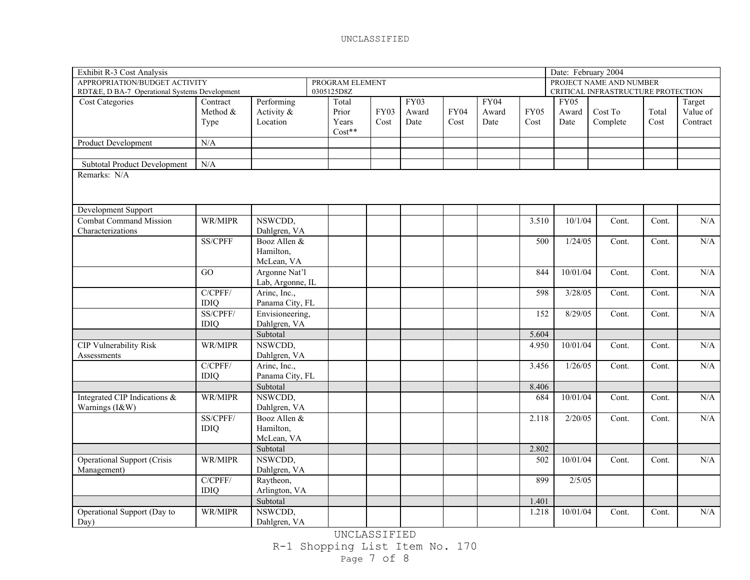UNCLASSIFIED

| Exhibit R-3 Cost Analysis | | | | | | | | | | | | | Date: February 2004 |
|---|---|---|---|---|---|---|---|---|---|---|---|---|---|
| APPROPRIATION/BUDGET ACTIVITY<br>RDT&E, D BA-7 Operational Systems Development | | | PROGRAM ELEMENT<br>0305125D8Z | | | | | | | | | | PROJECT NAME AND NUMBER<br>CRITICAL INFRASTRUCTURE PROTECTION |
| Cost Categories | Contract Method & Type | Performing Activity & Location | Total Prior Years Cost** | FY03 Cost | FY03 Award Date | FY04 Cost | FY04 Award Date | FY05 Cost | FY05 Award Date | Cost To Complete | Total Cost | Target Value of Contract | |
| Product Development | N/A | | | | | | | | | | | | |
| | | | | | | | | | | | | | |
| Subtotal Product Development | N/A | | | | | | | | | | | | |
| Remarks: N/A | | | | | | | | | | | | | |
| Development Support | | | | | | | | | | | | | |
| Combat Command Mission Characterizations | WR/MIPR | NSWCDD, Dahlgren, VA | | | | | | 3.510 | 10/1/04 | Cont. | Cont. | N/A | |
| | SS/CPFF | Booz Allen & Hamilton, McLean, VA | | | | | | 500 | 1/24/05 | Cont. | Cont. | N/A | |
| | GO | Argonne Nat'l Lab, Argonne, IL | | | | | | 844 | 10/01/04 | Cont. | Cont. | N/A | |
| | C/CPFF/ IDIQ | Arinc, Inc., Panama City, FL | | | | | | 598 | 3/28/05 | Cont. | Cont. | N/A | |
| | SS/CPFF/ IDIQ | Envisioneering, Dahlgren, VA | | | | | | 152 | 8/29/05 | Cont. | Cont. | N/A | |
| | | Subtotal | | | | | | 5.604 | | | | | |
| CIP Vulnerability Risk Assessments | WR/MIPR | NSWCDD, Dahlgren, VA | | | | | | 4.950 | 10/01/04 | Cont. | Cont. | N/A | |
| | C/CPFF/ IDIQ | Arinc, Inc., Panama City, FL | | | | | | 3.456 | 1/26/05 | Cont. | Cont. | N/A | |
| | | Subtotal | | | | | | 8.406 | | | | | |
| Integrated CIP Indications & Warnings (I&W) | WR/MIPR | NSWCDD, Dahlgren, VA | | | | | | 684 | 10/01/04 | Cont. | Cont. | N/A | |
| | SS/CPFF/ IDIQ | Booz Allen & Hamilton, McLean, VA | | | | | | 2.118 | 2/20/05 | Cont. | Cont. | N/A | |
| | | Subtotal | | | | | | 2.802 | | | | | |
| Operational Support (Crisis Management) | WR/MIPR | NSWCDD, Dahlgren, VA | | | | | | 502 | 10/01/04 | Cont. | Cont. | N/A | |
| | C/CPFF/ IDIQ | Raytheon, Arlington, VA | | | | | | 899 | 2/5/05 | | | | |
| | | Subtotal | | | | | | 1.401 | | | | | |
| Operational Support (Day to Day) | WR/MIPR | NSWCDD, Dahlgren, VA | | | | | | 1.218 | 10/01/04 | Cont. | Cont. | N/A | |

UNCLASSIFIED

R-1 Shopping List Item No. 170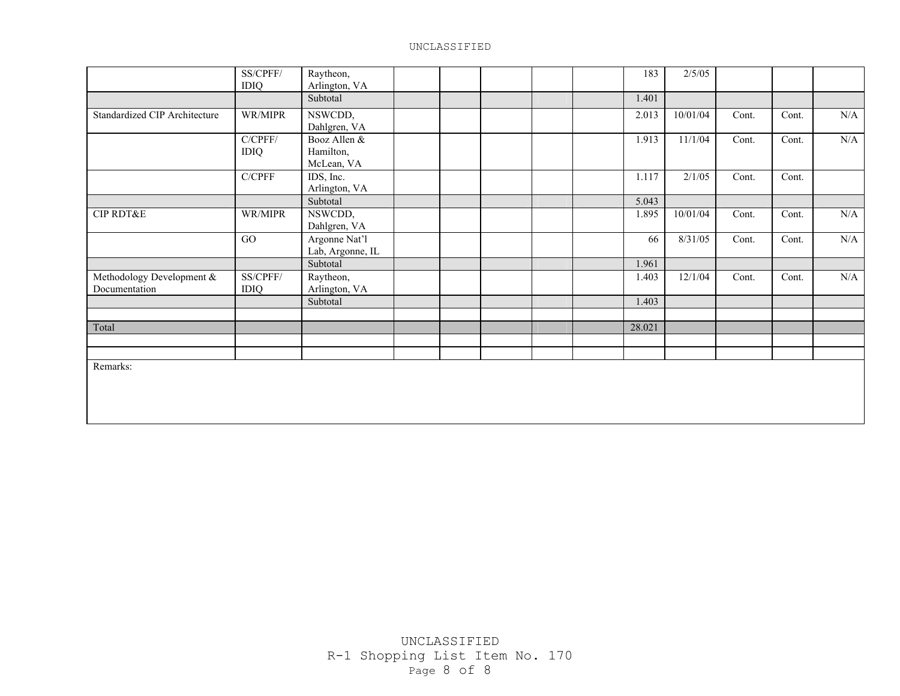| | | | | | | | | | | | | |
|---|---|---|---|---|---|---|---|---|---|---|---|---|
| | SS/CPFF/ IDIQ | Raytheon, Arlington, VA | | | | | | 183 | 2/5/05 | | | |
| | | Subtotal | | | | | | 1.401 | | | | |
| Standardized CIP Architecture | WR/MIPR | NSWCDD, Dahlgren, VA | | | | | | 2.013 | 10/01/04 | Cont. | Cont. | N/A |
| | C/CPFF/ IDIQ | Booz Allen & Hamilton, McLean, VA | | | | | | 1.913 | 11/1/04 | Cont. | Cont. | N/A |
| | C/CPFF | IDS, Inc. Arlington, VA | | | | | | 1.117 | 2/1/05 | Cont. | Cont. | |
| | | Subtotal | | | | | | 5.043 | | | | |
| CIP RDT&E | WR/MIPR | NSWCDD, Dahlgren, VA | | | | | | 1.895 | 10/01/04 | Cont. | Cont. | N/A |
| | GO | Argonne Nat'l Lab, Argonne, IL | | | | | | 66 | 8/31/05 | Cont. | Cont. | N/A |
| | | Subtotal | | | | | | 1.961 | | | | |
| Methodology Development & Documentation | SS/CPFF/ IDIQ | Raytheon, Arlington, VA | | | | | | 1.403 | 12/1/04 | Cont. | Cont. | N/A |
| | | Subtotal | | | | | | 1.403 | | | | |
| | | | | | | | | | | | | |
| Total | | | | | | | | 28.021 | | | | |
| | | | | | | | | | | | | |
| | | | | | | | | | | | | |

Remarks:

R-1 Shopping List Item No. 170